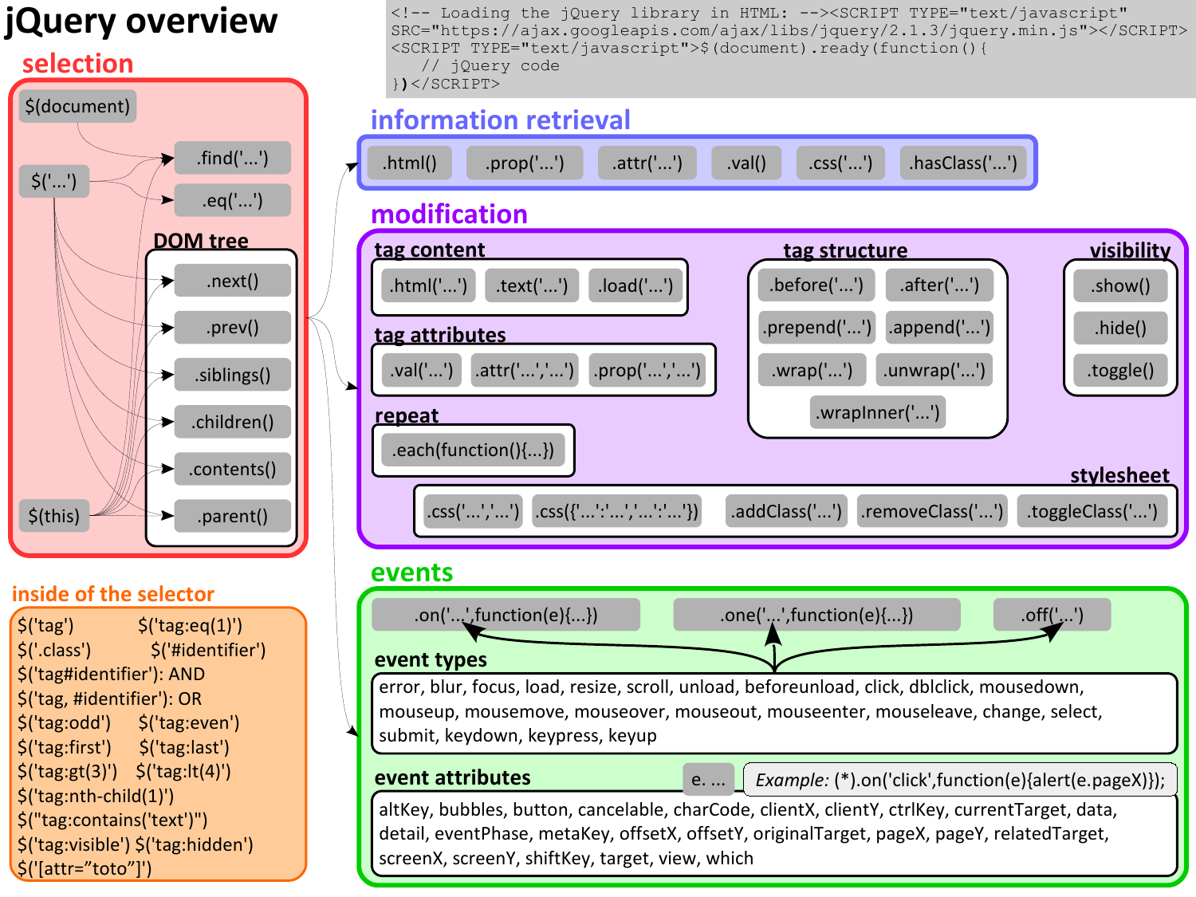# jQuery overview

```
<!-- Loading the jQuery library in HTML: --><SCRIPT TYPE="text/javascript" SRC="https://ajax.googleapis.com/ajax/libs/jquery/2.1.3/jquery.min.js"></SCRIPT>
<SCRIPT TYPE="text/javascript">$(document).ready(function(){
    // jQuery code
})</SCRIPT>
```

## selection

$(document)

$('...')

$(this)

.find('...')

.eq('...')

### DOM tree

.next()

.prev()

.siblings()

.children()

.contents()

.parent()

## inside of the selector

$('tag') $('tag:eq(1)')
$('.class') $('#identifier')
$('tag#identifier'): AND
$('tag, #identifier'): OR
$('tag:odd') $('tag:even')
$('tag:first') $('tag:last')
$('tag:gt(3)') $('tag:lt(4)')
$('tag:nth-child(1)')
$("tag:contains('text')")
$('tag:visible') $('tag:hidden')
$('[attr="toto"]')

## information retrieval

.html() .prop('...') .attr('...') .val() .css('...') .hasClass('...')

## modification

### tag content

.html('...') .text('...') .load('...')

### tag attributes

.val('...') .attr('...','...') .prop('...','...')

### repeat

.each(function(){...})

### tag structure

.before('...') .after('...')
.prepend('...') .append('...')
.wrap('...') .unwrap('...')
.wrapInner('...')

### visibility

.show()
.hide()
.toggle()

### stylesheet

.css('...','...') .css({'...':'...','...':'...'}) .addClass('...') .removeClass('...') .toggleClass('...')

## events

.on('...',function(e){...}) .one('...',function(e){...}) .off('...')

### event types

error, blur, focus, load, resize, scroll, unload, beforeunload, click, dblclick, mousedown, mouseup, mousemove, mouseover, mouseout, mouseenter, mouseleave, change, select, submit, keydown, keypress, keyup

### event attributes

e. ...

*Example:* (*).on('click',function(e){alert(e.pageX)});

altKey, bubbles, button, cancelable, charCode, clientX, clientY, ctrlKey, currentTarget, data, detail, eventPhase, metaKey, offsetX, offsetY, originalTarget, pageX, pageY, relatedTarget, screenX, screenY, shiftKey, target, view, which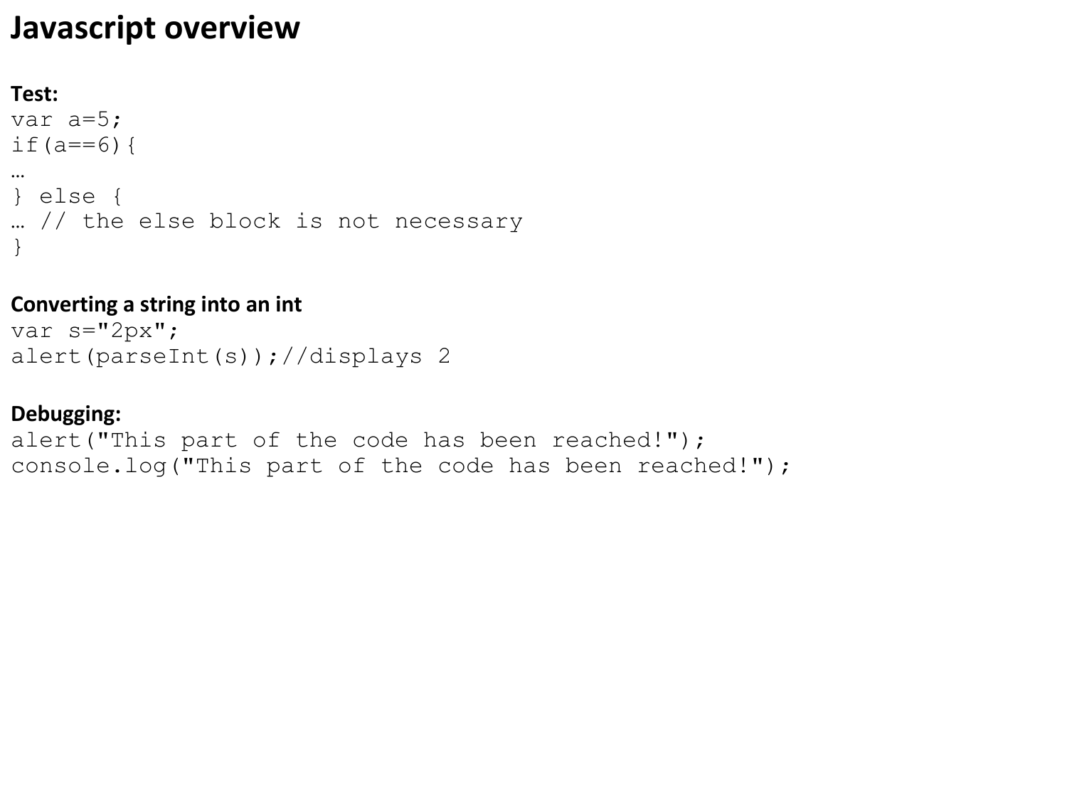# Javascript overview

**Test:**

```
var a=5;
if(a==6){
…
} else {
… // the else block is not necessary
}
```

**Converting a string into an int**

```
var s="2px";
alert(parseInt(s));//displays 2
```

**Debugging:**

```
alert("This part of the code has been reached!");
console.log("This part of the code has been reached!");
```